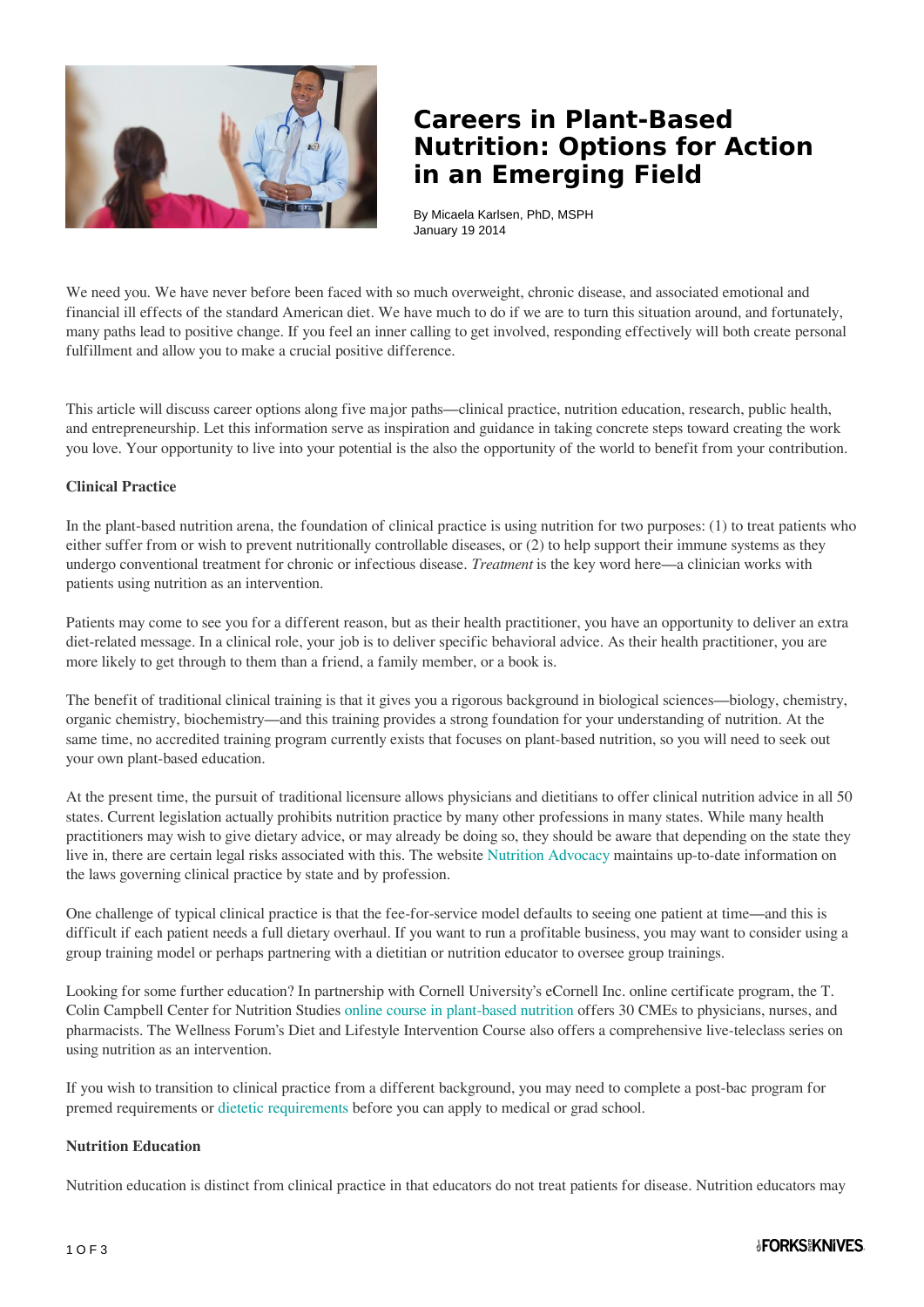# Careers in Plant-Based Nutrition: Options for Action in an Emerging Field

By Micaela Karlsen, PhD, MSPH
January 19 2014

We need you. We have never before been faced with so much overweight, chronic disease, and associated emotional and financial ill effects of the standard American diet. We have much to do if we are to turn this situation around, and fortunately, many paths lead to positive change. If you feel an inner calling to get involved, responding effectively will both create personal fulfillment and allow you to make a crucial positive difference.

This article will discuss career options along five major paths—clinical practice, nutrition education, research, public health, and entrepreneurship. Let this information serve as inspiration and guidance in taking concrete steps toward creating the work you love. Your opportunity to live into your potential is the also the opportunity of the world to benefit from your contribution.

**Clinical Practice**

In the plant-based nutrition arena, the foundation of clinical practice is using nutrition for two purposes: (1) to treat patients who either suffer from or wish to prevent nutritionally controllable diseases, or (2) to help support their immune systems as they undergo conventional treatment for chronic or infectious disease. *Treatment* is the key word here—a clinician works with patients using nutrition as an intervention.

Patients may come to see you for a different reason, but as their health practitioner, you have an opportunity to deliver an extra diet-related message. In a clinical role, your job is to deliver specific behavioral advice. As their health practitioner, you are more likely to get through to them than a friend, a family member, or a book is.

The benefit of traditional clinical training is that it gives you a rigorous background in biological sciences—biology, chemistry, organic chemistry, biochemistry—and this training provides a strong foundation for your understanding of nutrition. At the same time, no accredited training program currently exists that focuses on plant-based nutrition, so you will need to seek out your own plant-based education.

At the present time, the pursuit of traditional licensure allows physicians and dietitians to offer clinical nutrition advice in all 50 states. Current legislation actually prohibits nutrition practice by many other professions in many states. While many health practitioners may wish to give dietary advice, or may already be doing so, they should be aware that depending on the state they live in, there are certain legal risks associated with this. The website Nutrition Advocacy maintains up-to-date information on the laws governing clinical practice by state and by profession.

One challenge of typical clinical practice is that the fee-for-service model defaults to seeing one patient at time—and this is difficult if each patient needs a full dietary overhaul. If you want to run a profitable business, you may want to consider using a group training model or perhaps partnering with a dietitian or nutrition educator to oversee group trainings.

Looking for some further education? In partnership with Cornell University's eCornell Inc. online certificate program, the T. Colin Campbell Center for Nutrition Studies online course in plant-based nutrition offers 30 CMEs to physicians, nurses, and pharmacists. The Wellness Forum's Diet and Lifestyle Intervention Course also offers a comprehensive live-teleclass series on using nutrition as an intervention.

If you wish to transition to clinical practice from a different background, you may need to complete a post-bac program for premed requirements or dietetic requirements before you can apply to medical or grad school.

**Nutrition Education**

Nutrition education is distinct from clinical practice in that educators do not treat patients for disease. Nutrition educators may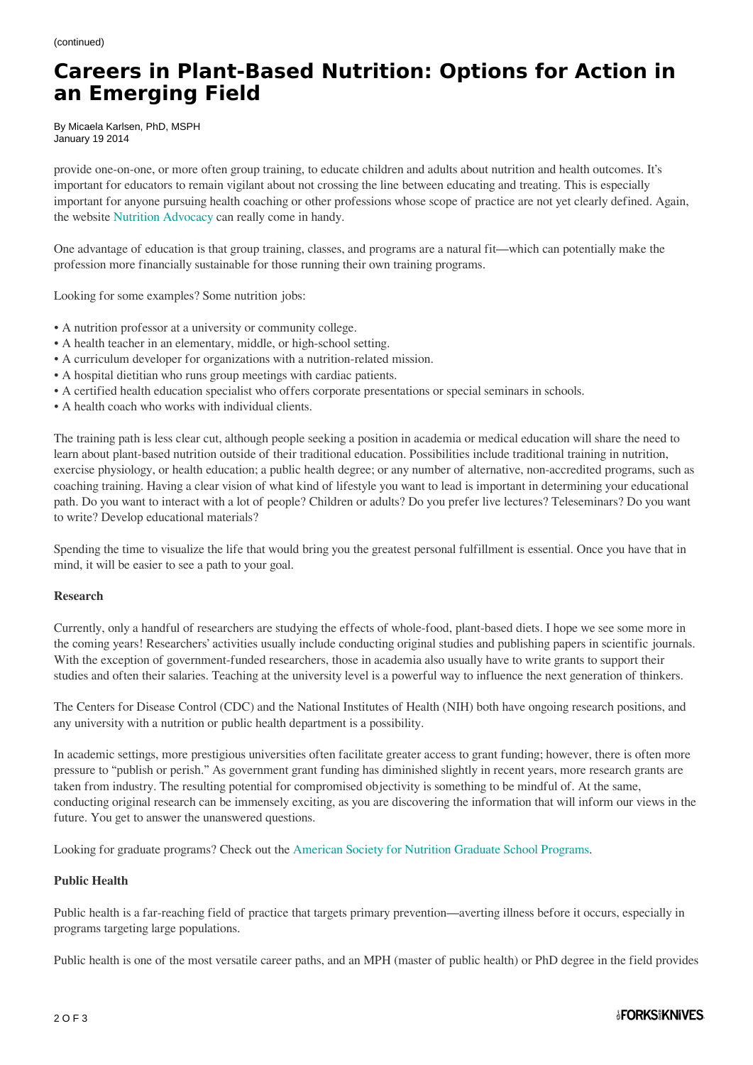# Careers in Plant-Based Nutrition: Options for Action in an Emerging Field

By Micaela Karlsen, PhD, MSPH
January 19 2014

provide one-on-one, or more often group training, to educate children and adults about nutrition and health outcomes. It's important for educators to remain vigilant about not crossing the line between educating and treating. This is especially important for anyone pursuing health coaching or other professions whose scope of practice are not yet clearly defined. Again, the website Nutrition Advocacy can really come in handy.

One advantage of education is that group training, classes, and programs are a natural fit—which can potentially make the profession more financially sustainable for those running their own training programs.

Looking for some examples? Some nutrition jobs:

- A nutrition professor at a university or community college.
- A health teacher in an elementary, middle, or high-school setting.
- A curriculum developer for organizations with a nutrition-related mission.
- A hospital dietitian who runs group meetings with cardiac patients.
- A certified health education specialist who offers corporate presentations or special seminars in schools.
- A health coach who works with individual clients.

The training path is less clear cut, although people seeking a position in academia or medical education will share the need to learn about plant-based nutrition outside of their traditional education. Possibilities include traditional training in nutrition, exercise physiology, or health education; a public health degree; or any number of alternative, non-accredited programs, such as coaching training. Having a clear vision of what kind of lifestyle you want to lead is important in determining your educational path. Do you want to interact with a lot of people? Children or adults? Do you prefer live lectures? Teleseminars? Do you want to write? Develop educational materials?

Spending the time to visualize the life that would bring you the greatest personal fulfillment is essential. Once you have that in mind, it will be easier to see a path to your goal.

**Research**

Currently, only a handful of researchers are studying the effects of whole-food, plant-based diets. I hope we see some more in the coming years! Researchers' activities usually include conducting original studies and publishing papers in scientific journals. With the exception of government-funded researchers, those in academia also usually have to write grants to support their studies and often their salaries. Teaching at the university level is a powerful way to influence the next generation of thinkers.

The Centers for Disease Control (CDC) and the National Institutes of Health (NIH) both have ongoing research positions, and any university with a nutrition or public health department is a possibility.

In academic settings, more prestigious universities often facilitate greater access to grant funding; however, there is often more pressure to "publish or perish." As government grant funding has diminished slightly in recent years, more research grants are taken from industry. The resulting potential for compromised objectivity is something to be mindful of. At the same, conducting original research can be immensely exciting, as you are discovering the information that will inform our views in the future. You get to answer the unanswered questions.

Looking for graduate programs? Check out the American Society for Nutrition Graduate School Programs.

**Public Health**

Public health is a far-reaching field of practice that targets primary prevention—averting illness before it occurs, especially in programs targeting large populations.

Public health is one of the most versatile career paths, and an MPH (master of public health) or PhD degree in the field provides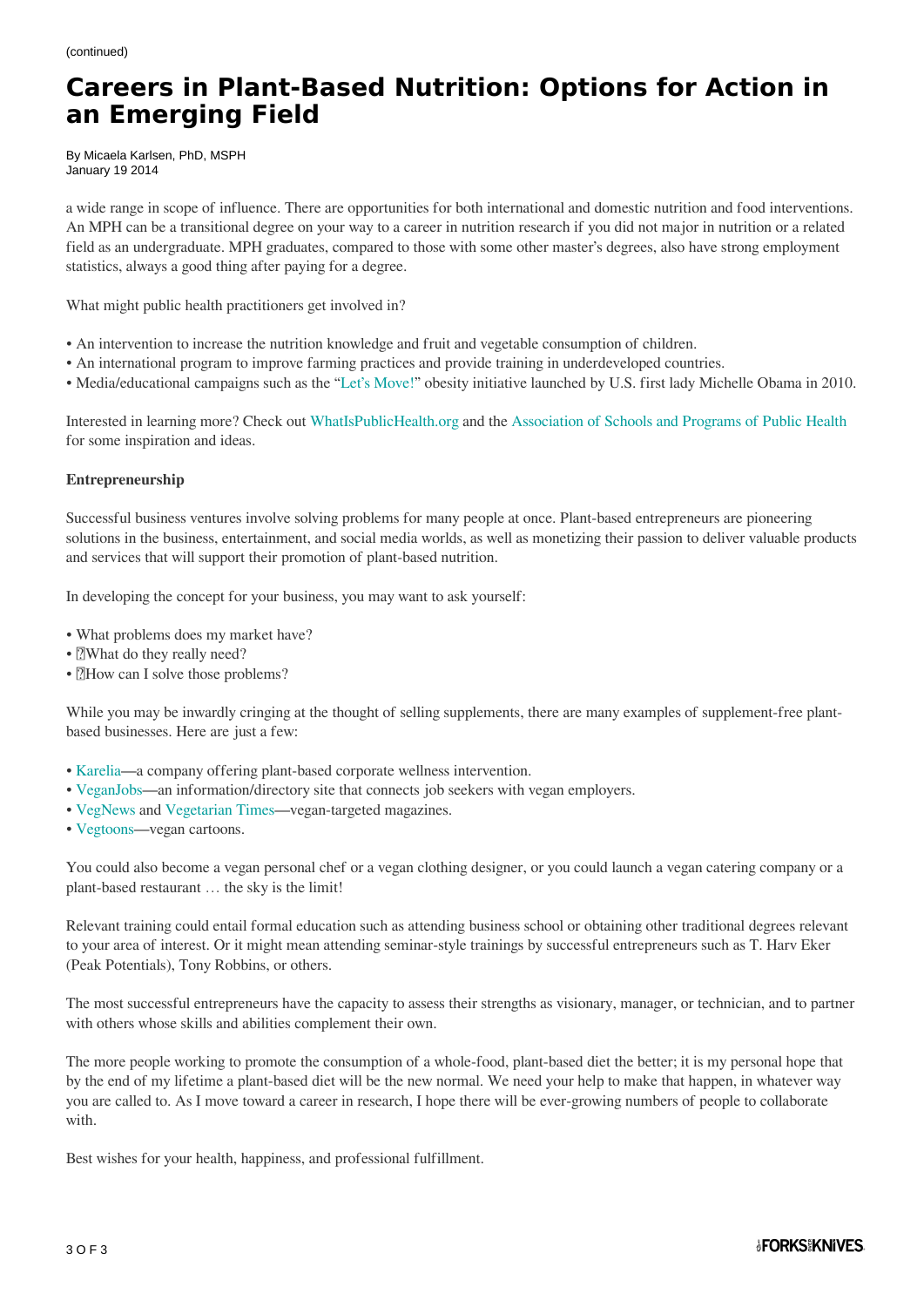# Careers in Plant-Based Nutrition: Options for Action in an Emerging Field

By Micaela Karlsen, PhD, MSPH
January 19 2014

a wide range in scope of influence. There are opportunities for both international and domestic nutrition and food interventions. An MPH can be a transitional degree on your way to a career in nutrition research if you did not major in nutrition or a related field as an undergraduate. MPH graduates, compared to those with some other master's degrees, also have strong employment statistics, always a good thing after paying for a degree.

What might public health practitioners get involved in?

- An intervention to increase the nutrition knowledge and fruit and vegetable consumption of children.
- An international program to improve farming practices and provide training in underdeveloped countries.
- Media/educational campaigns such as the "Let's Move!" obesity initiative launched by U.S. first lady Michelle Obama in 2010.

Interested in learning more? Check out WhatIsPublicHealth.org and the Association of Schools and Programs of Public Health for some inspiration and ideas.

**Entrepreneurship**

Successful business ventures involve solving problems for many people at once. Plant-based entrepreneurs are pioneering solutions in the business, entertainment, and social media worlds, as well as monetizing their passion to deliver valuable products and services that will support their promotion of plant-based nutrition.

In developing the concept for your business, you may want to ask yourself:

- What problems does my market have?
- What do they really need?
- How can I solve those problems?

While you may be inwardly cringing at the thought of selling supplements, there are many examples of supplement-free plant-based businesses. Here are just a few:

- Karelia—a company offering plant-based corporate wellness intervention.
- VeganJobs—an information/directory site that connects job seekers with vegan employers.
- VegNews and Vegetarian Times—vegan-targeted magazines.
- Vegtoons—vegan cartoons.

You could also become a vegan personal chef or a vegan clothing designer, or you could launch a vegan catering company or a plant-based restaurant … the sky is the limit!

Relevant training could entail formal education such as attending business school or obtaining other traditional degrees relevant to your area of interest. Or it might mean attending seminar-style trainings by successful entrepreneurs such as T. Harv Eker (Peak Potentials), Tony Robbins, or others.

The most successful entrepreneurs have the capacity to assess their strengths as visionary, manager, or technician, and to partner with others whose skills and abilities complement their own.

The more people working to promote the consumption of a whole-food, plant-based diet the better; it is my personal hope that by the end of my lifetime a plant-based diet will be the new normal. We need your help to make that happen, in whatever way you are called to. As I move toward a career in research, I hope there will be ever-growing numbers of people to collaborate with.

Best wishes for your health, happiness, and professional fulfillment.